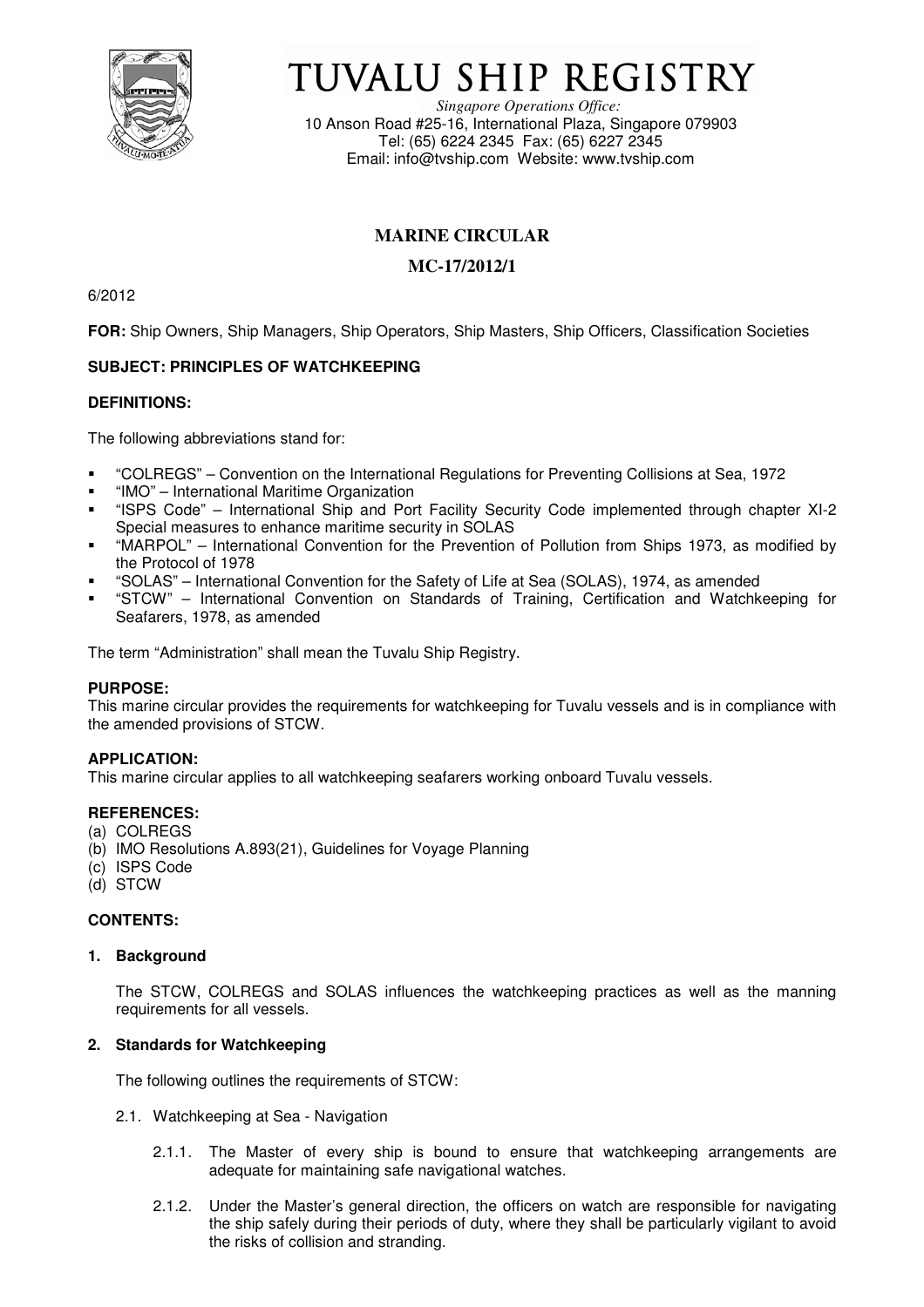# TUVALU SHIP REGISTRY

*Singapore Operations Office:*
10 Anson Road #25-16, International Plaza, Singapore 079903
Tel: (65) 6224 2345 Fax: (65) 6227 2345
Email: info@tvship.com Website: www.tvship.com

## MARINE CIRCULAR

## MC-17/2012/1

6/2012

**FOR:** Ship Owners, Ship Managers, Ship Operators, Ship Masters, Ship Officers, Classification Societies

**SUBJECT: PRINCIPLES OF WATCHKEEPING**

**DEFINITIONS:**

The following abbreviations stand for:

- "COLREGS" – Convention on the International Regulations for Preventing Collisions at Sea, 1972
- "IMO" – International Maritime Organization
- "ISPS Code" – International Ship and Port Facility Security Code implemented through chapter XI-2 Special measures to enhance maritime security in SOLAS
- "MARPOL" – International Convention for the Prevention of Pollution from Ships 1973, as modified by the Protocol of 1978
- "SOLAS" – International Convention for the Safety of Life at Sea (SOLAS), 1974, as amended
- "STCW" – International Convention on Standards of Training, Certification and Watchkeeping for Seafarers, 1978, as amended

The term "Administration" shall mean the Tuvalu Ship Registry.

**PURPOSE:**
This marine circular provides the requirements for watchkeeping for Tuvalu vessels and is in compliance with the amended provisions of STCW.

**APPLICATION:**
This marine circular applies to all watchkeeping seafarers working onboard Tuvalu vessels.

**REFERENCES:**
(a) COLREGS
(b) IMO Resolutions A.893(21), Guidelines for Voyage Planning
(c) ISPS Code
(d) STCW

**CONTENTS:**

**1. Background**

The STCW, COLREGS and SOLAS influences the watchkeeping practices as well as the manning requirements for all vessels.

**2. Standards for Watchkeeping**

The following outlines the requirements of STCW:

2.1. Watchkeeping at Sea - Navigation

2.1.1. The Master of every ship is bound to ensure that watchkeeping arrangements are adequate for maintaining safe navigational watches.

2.1.2. Under the Master's general direction, the officers on watch are responsible for navigating the ship safely during their periods of duty, where they shall be particularly vigilant to avoid the risks of collision and stranding.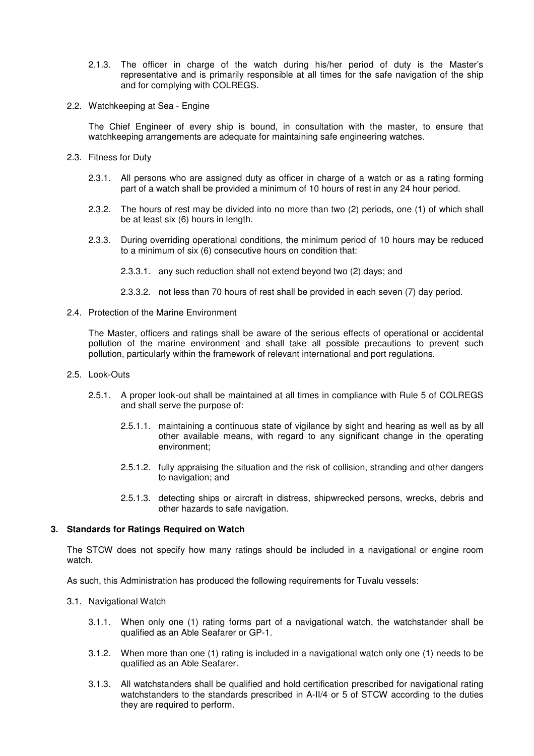2.1.3. The officer in charge of the watch during his/her period of duty is the Master's representative and is primarily responsible at all times for the safe navigation of the ship and for complying with COLREGS.

2.2. Watchkeeping at Sea - Engine

The Chief Engineer of every ship is bound, in consultation with the master, to ensure that watchkeeping arrangements are adequate for maintaining safe engineering watches.

2.3. Fitness for Duty

2.3.1. All persons who are assigned duty as officer in charge of a watch or as a rating forming part of a watch shall be provided a minimum of 10 hours of rest in any 24 hour period.

2.3.2. The hours of rest may be divided into no more than two (2) periods, one (1) of which shall be at least six (6) hours in length.

2.3.3. During overriding operational conditions, the minimum period of 10 hours may be reduced to a minimum of six (6) consecutive hours on condition that:

2.3.3.1. any such reduction shall not extend beyond two (2) days; and

2.3.3.2. not less than 70 hours of rest shall be provided in each seven (7) day period.

2.4. Protection of the Marine Environment

The Master, officers and ratings shall be aware of the serious effects of operational or accidental pollution of the marine environment and shall take all possible precautions to prevent such pollution, particularly within the framework of relevant international and port regulations.

2.5. Look-Outs

2.5.1. A proper look-out shall be maintained at all times in compliance with Rule 5 of COLREGS and shall serve the purpose of:

2.5.1.1. maintaining a continuous state of vigilance by sight and hearing as well as by all other available means, with regard to any significant change in the operating environment;

2.5.1.2. fully appraising the situation and the risk of collision, stranding and other dangers to navigation; and

2.5.1.3. detecting ships or aircraft in distress, shipwrecked persons, wrecks, debris and other hazards to safe navigation.

## 3. Standards for Ratings Required on Watch

The STCW does not specify how many ratings should be included in a navigational or engine room watch.

As such, this Administration has produced the following requirements for Tuvalu vessels:

3.1. Navigational Watch

3.1.1. When only one (1) rating forms part of a navigational watch, the watchstander shall be qualified as an Able Seafarer or GP-1.

3.1.2. When more than one (1) rating is included in a navigational watch only one (1) needs to be qualified as an Able Seafarer.

3.1.3. All watchstanders shall be qualified and hold certification prescribed for navigational rating watchstanders to the standards prescribed in A-II/4 or 5 of STCW according to the duties they are required to perform.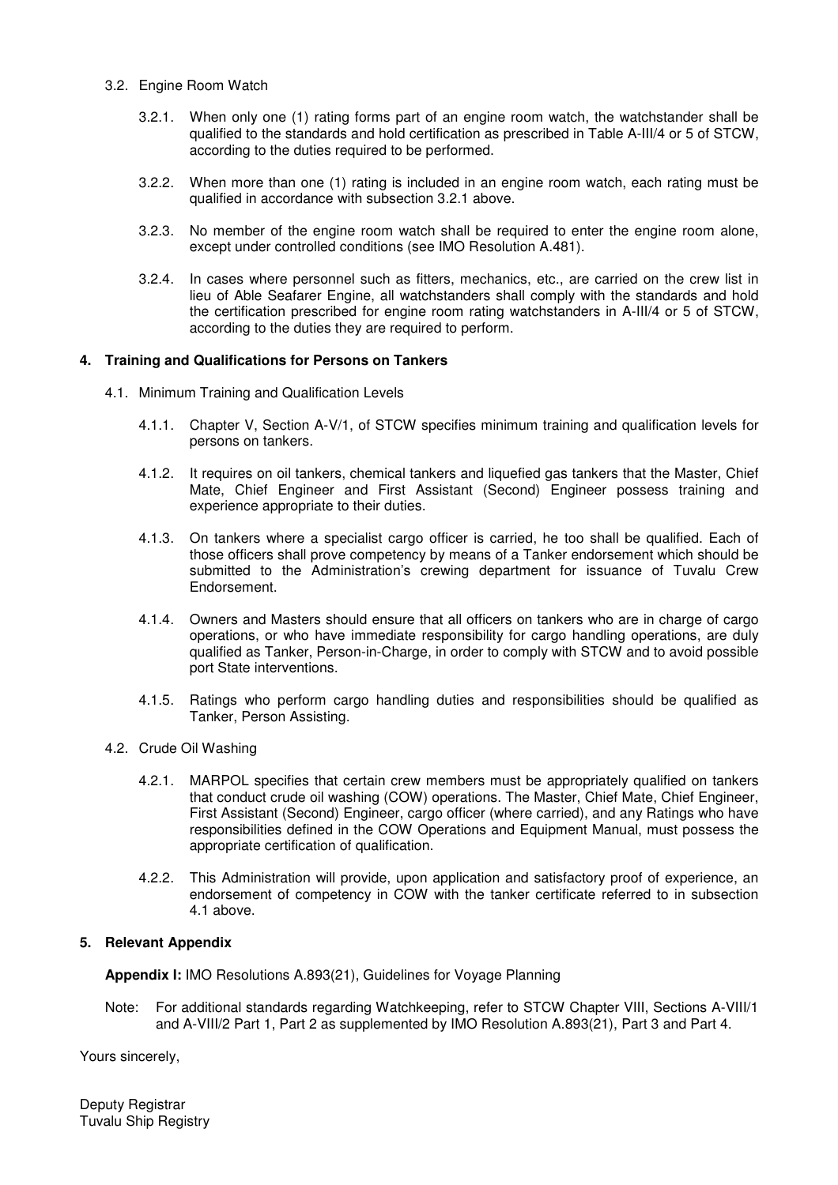3.2. Engine Room Watch

3.2.1. When only one (1) rating forms part of an engine room watch, the watchstander shall be qualified to the standards and hold certification as prescribed in Table A-III/4 or 5 of STCW, according to the duties required to be performed.

3.2.2. When more than one (1) rating is included in an engine room watch, each rating must be qualified in accordance with subsection 3.2.1 above.

3.2.3. No member of the engine room watch shall be required to enter the engine room alone, except under controlled conditions (see IMO Resolution A.481).

3.2.4. In cases where personnel such as fitters, mechanics, etc., are carried on the crew list in lieu of Able Seafarer Engine, all watchstanders shall comply with the standards and hold the certification prescribed for engine room rating watchstanders in A-III/4 or 5 of STCW, according to the duties they are required to perform.

## 4. Training and Qualifications for Persons on Tankers

4.1. Minimum Training and Qualification Levels

4.1.1. Chapter V, Section A-V/1, of STCW specifies minimum training and qualification levels for persons on tankers.

4.1.2. It requires on oil tankers, chemical tankers and liquefied gas tankers that the Master, Chief Mate, Chief Engineer and First Assistant (Second) Engineer possess training and experience appropriate to their duties.

4.1.3. On tankers where a specialist cargo officer is carried, he too shall be qualified. Each of those officers shall prove competency by means of a Tanker endorsement which should be submitted to the Administration's crewing department for issuance of Tuvalu Crew Endorsement.

4.1.4. Owners and Masters should ensure that all officers on tankers who are in charge of cargo operations, or who have immediate responsibility for cargo handling operations, are duly qualified as Tanker, Person-in-Charge, in order to comply with STCW and to avoid possible port State interventions.

4.1.5. Ratings who perform cargo handling duties and responsibilities should be qualified as Tanker, Person Assisting.

4.2. Crude Oil Washing

4.2.1. MARPOL specifies that certain crew members must be appropriately qualified on tankers that conduct crude oil washing (COW) operations. The Master, Chief Mate, Chief Engineer, First Assistant (Second) Engineer, cargo officer (where carried), and any Ratings who have responsibilities defined in the COW Operations and Equipment Manual, must possess the appropriate certification of qualification.

4.2.2. This Administration will provide, upon application and satisfactory proof of experience, an endorsement of competency in COW with the tanker certificate referred to in subsection 4.1 above.

## 5. Relevant Appendix

**Appendix I:** IMO Resolutions A.893(21), Guidelines for Voyage Planning

Note: For additional standards regarding Watchkeeping, refer to STCW Chapter VIII, Sections A-VIII/1 and A-VIII/2 Part 1, Part 2 as supplemented by IMO Resolution A.893(21), Part 3 and Part 4.

Yours sincerely,

Deputy Registrar
Tuvalu Ship Registry